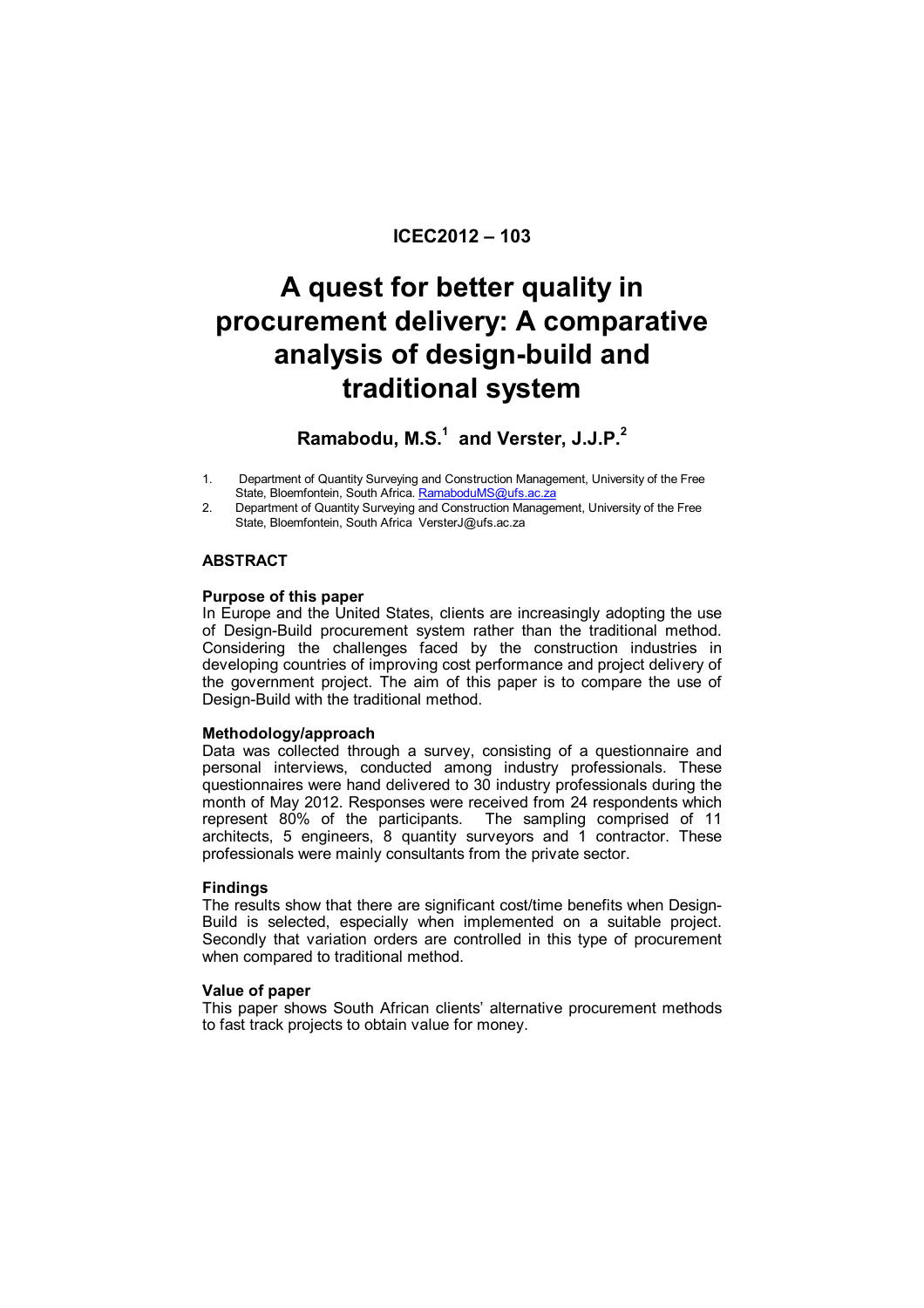**ICEC2012 – 103**

# A quest for better quality in procurement delivery: A comparative analysis of design-build and traditional system

**Ramabodu, M.S.[1] and Verster, J.J.P.[2]**

1. Department of Quantity Surveying and Construction Management, University of the Free State, Bloemfontein, South Africa. RamaboduMS@ufs.ac.za
2. Department of Quantity Surveying and Construction Management, University of the Free State, Bloemfontein, South Africa VersterJ@ufs.ac.za

## ABSTRACT

### Purpose of this paper

In Europe and the United States, clients are increasingly adopting the use of Design-Build procurement system rather than the traditional method. Considering the challenges faced by the construction industries in developing countries of improving cost performance and project delivery of the government project. The aim of this paper is to compare the use of Design-Build with the traditional method.

### Methodology/approach

Data was collected through a survey, consisting of a questionnaire and personal interviews, conducted among industry professionals. These questionnaires were hand delivered to 30 industry professionals during the month of May 2012. Responses were received from 24 respondents which represent 80% of the participants. The sampling comprised of 11 architects, 5 engineers, 8 quantity surveyors and 1 contractor. These professionals were mainly consultants from the private sector.

### Findings

The results show that there are significant cost/time benefits when Design-Build is selected, especially when implemented on a suitable project. Secondly that variation orders are controlled in this type of procurement when compared to traditional method.

### Value of paper

This paper shows South African clients' alternative procurement methods to fast track projects to obtain value for money.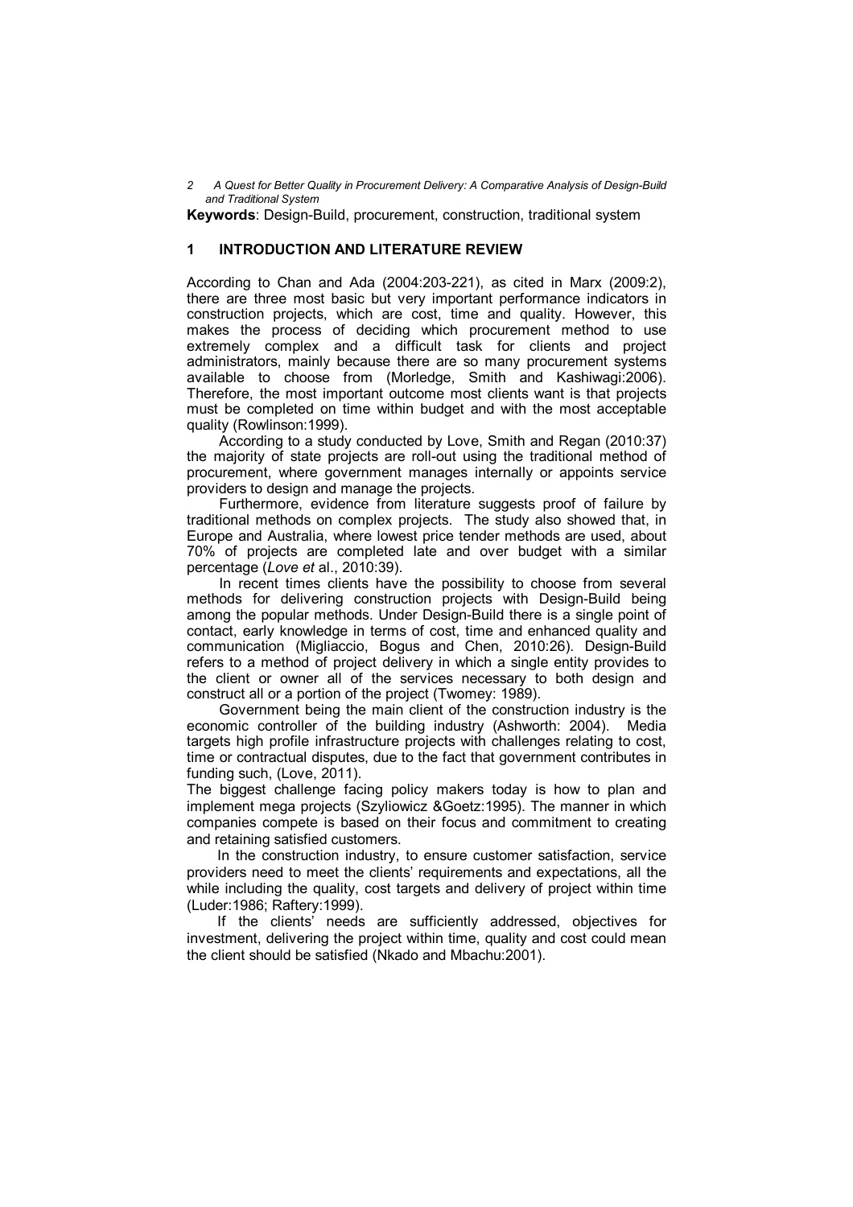**Keywords**: Design-Build, procurement, construction, traditional system

## 1 INTRODUCTION AND LITERATURE REVIEW

According to Chan and Ada (2004:203-221), as cited in Marx (2009:2), there are three most basic but very important performance indicators in construction projects, which are cost, time and quality. However, this makes the process of deciding which procurement method to use extremely complex and a difficult task for clients and project administrators, mainly because there are so many procurement systems available to choose from (Morledge, Smith and Kashiwagi:2006). Therefore, the most important outcome most clients want is that projects must be completed on time within budget and with the most acceptable quality (Rowlinson:1999).

According to a study conducted by Love, Smith and Regan (2010:37) the majority of state projects are roll-out using the traditional method of procurement, where government manages internally or appoints service providers to design and manage the projects.

Furthermore, evidence from literature suggests proof of failure by traditional methods on complex projects. The study also showed that, in Europe and Australia, where lowest price tender methods are used, about 70% of projects are completed late and over budget with a similar percentage (*Love et* al., 2010:39).

In recent times clients have the possibility to choose from several methods for delivering construction projects with Design-Build being among the popular methods. Under Design-Build there is a single point of contact, early knowledge in terms of cost, time and enhanced quality and communication (Migliaccio, Bogus and Chen, 2010:26). Design-Build refers to a method of project delivery in which a single entity provides to the client or owner all of the services necessary to both design and construct all or a portion of the project (Twomey: 1989).

Government being the main client of the construction industry is the economic controller of the building industry (Ashworth: 2004). Media targets high profile infrastructure projects with challenges relating to cost, time or contractual disputes, due to the fact that government contributes in funding such, (Love, 2011).

The biggest challenge facing policy makers today is how to plan and implement mega projects (Szyliowicz &Goetz:1995). The manner in which companies compete is based on their focus and commitment to creating and retaining satisfied customers.

In the construction industry, to ensure customer satisfaction, service providers need to meet the clients' requirements and expectations, all the while including the quality, cost targets and delivery of project within time (Luder:1986; Raftery:1999).

If the clients' needs are sufficiently addressed, objectives for investment, delivering the project within time, quality and cost could mean the client should be satisfied (Nkado and Mbachu:2001).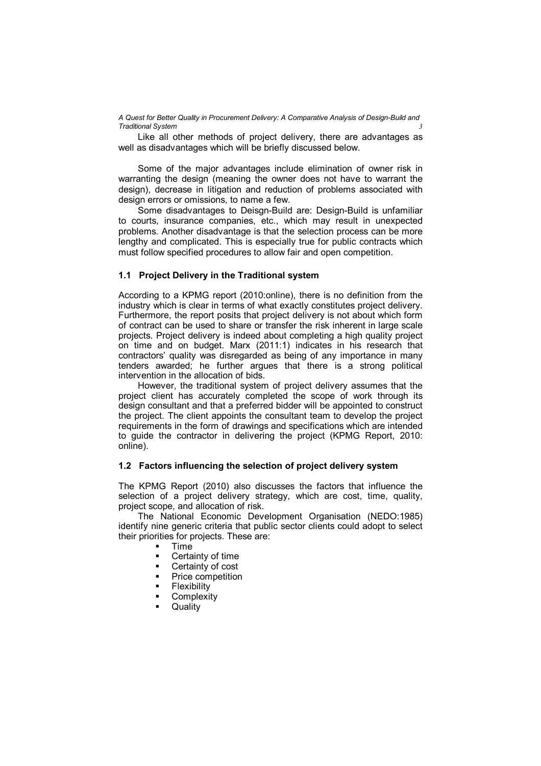Like all other methods of project delivery, there are advantages as well as disadvantages which will be briefly discussed below.

Some of the major advantages include elimination of owner risk in warranting the design (meaning the owner does not have to warrant the design), decrease in litigation and reduction of problems associated with design errors or omissions, to name a few.

Some disadvantages to Deisgn-Build are: Design-Build is unfamiliar to courts, insurance companies, etc., which may result in unexpected problems. Another disadvantage is that the selection process can be more lengthy and complicated. This is especially true for public contracts which must follow specified procedures to allow fair and open competition.

### 1.1 Project Delivery in the Traditional system

According to a KPMG report (2010:online), there is no definition from the industry which is clear in terms of what exactly constitutes project delivery. Furthermore, the report posits that project delivery is not about which form of contract can be used to share or transfer the risk inherent in large scale projects. Project delivery is indeed about completing a high quality project on time and on budget. Marx (2011:1) indicates in his research that contractors' quality was disregarded as being of any importance in many tenders awarded; he further argues that there is a strong political intervention in the allocation of bids.

However, the traditional system of project delivery assumes that the project client has accurately completed the scope of work through its design consultant and that a preferred bidder will be appointed to construct the project. The client appoints the consultant team to develop the project requirements in the form of drawings and specifications which are intended to guide the contractor in delivering the project (KPMG Report, 2010: online).

### 1.2 Factors influencing the selection of project delivery system

The KPMG Report (2010) also discusses the factors that influence the selection of a project delivery strategy, which are cost, time, quality, project scope, and allocation of risk.

The National Economic Development Organisation (NEDO:1985) identify nine generic criteria that public sector clients could adopt to select their priorities for projects. These are:

- Time
- Certainty of time
- Certainty of cost
- Price competition
- Flexibility
- Complexity
- Quality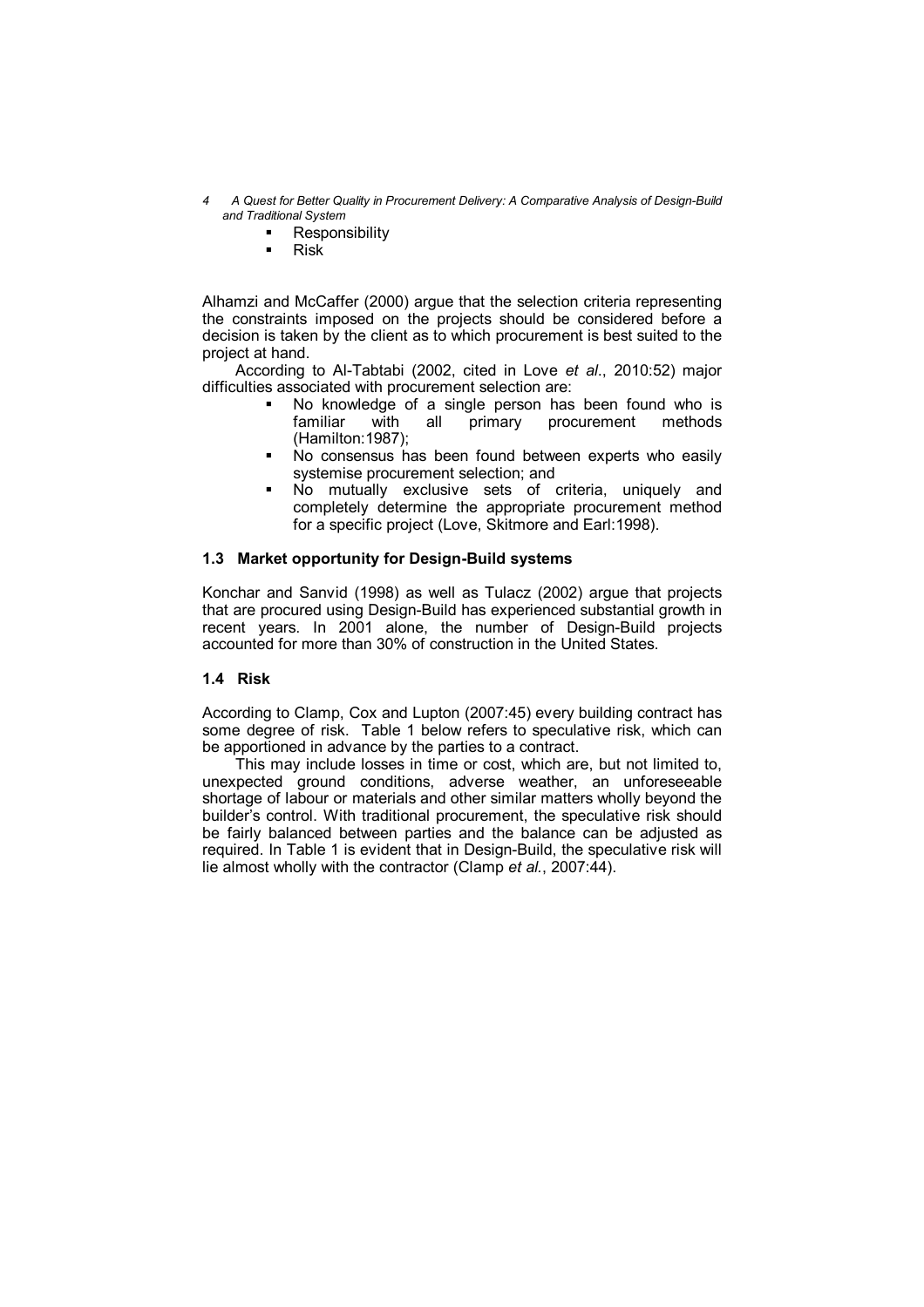- Responsibility
- Risk

Alhamzi and McCaffer (2000) argue that the selection criteria representing the constraints imposed on the projects should be considered before a decision is taken by the client as to which procurement is best suited to the project at hand.

According to Al-Tabtabi (2002, cited in Love *et al*., 2010:52) major difficulties associated with procurement selection are:

- No knowledge of a single person has been found who is familiar with all primary procurement methods (Hamilton:1987);
- No consensus has been found between experts who easily systemise procurement selection; and
- No mutually exclusive sets of criteria, uniquely and completely determine the appropriate procurement method for a specific project (Love, Skitmore and Earl:1998).

### 1.3 Market opportunity for Design-Build systems

Konchar and Sanvid (1998) as well as Tulacz (2002) argue that projects that are procured using Design-Build has experienced substantial growth in recent years. In 2001 alone, the number of Design-Build projects accounted for more than 30% of construction in the United States.

### 1.4 Risk

According to Clamp, Cox and Lupton (2007:45) every building contract has some degree of risk. Table 1 below refers to speculative risk, which can be apportioned in advance by the parties to a contract.

This may include losses in time or cost, which are, but not limited to, unexpected ground conditions, adverse weather, an unforeseeable shortage of labour or materials and other similar matters wholly beyond the builder's control. With traditional procurement, the speculative risk should be fairly balanced between parties and the balance can be adjusted as required. In Table 1 is evident that in Design-Build, the speculative risk will lie almost wholly with the contractor (Clamp *et al*., 2007:44).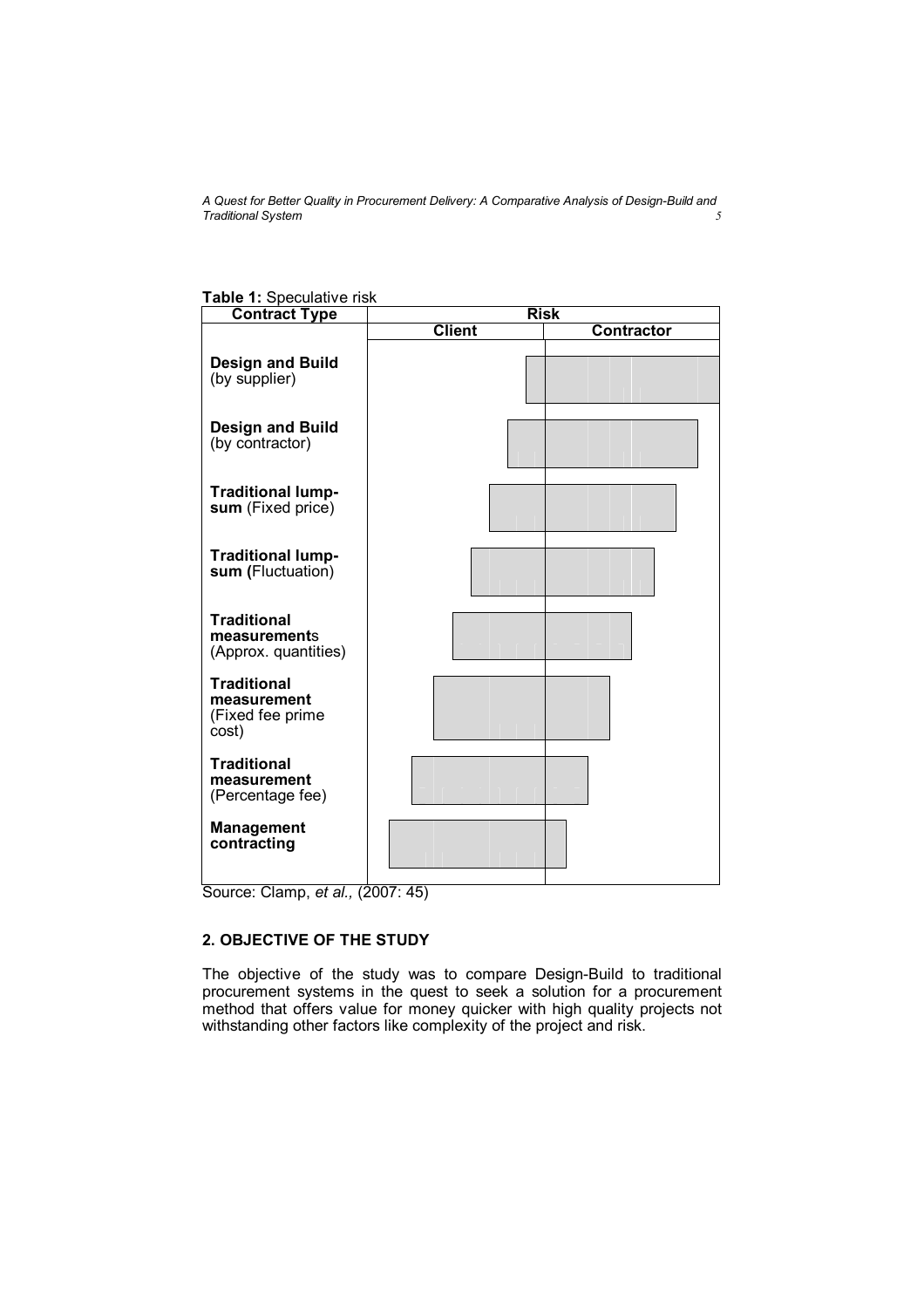**Table 1:** Speculative risk

| Contract Type | Risk | |
|---|---|---|
| | Client | Contractor |
| **Design and Build** (by supplier) | | |
| **Design and Build** (by contractor) | | |
| **Traditional lump-sum** (Fixed price) | | |
| **Traditional lump-sum (**Fluctuation) | | |
| **Traditional measurement**s (Approx. quantities) | | |
| **Traditional measurement** (Fixed fee prime cost) | | |
| **Traditional measurement** (Percentage fee) | | |
| **Management contracting** | | |

Source: Clamp, *et al.,* (2007: 45)

## 2. OBJECTIVE OF THE STUDY

The objective of the study was to compare Design-Build to traditional procurement systems in the quest to seek a solution for a procurement method that offers value for money quicker with high quality projects not withstanding other factors like complexity of the project and risk.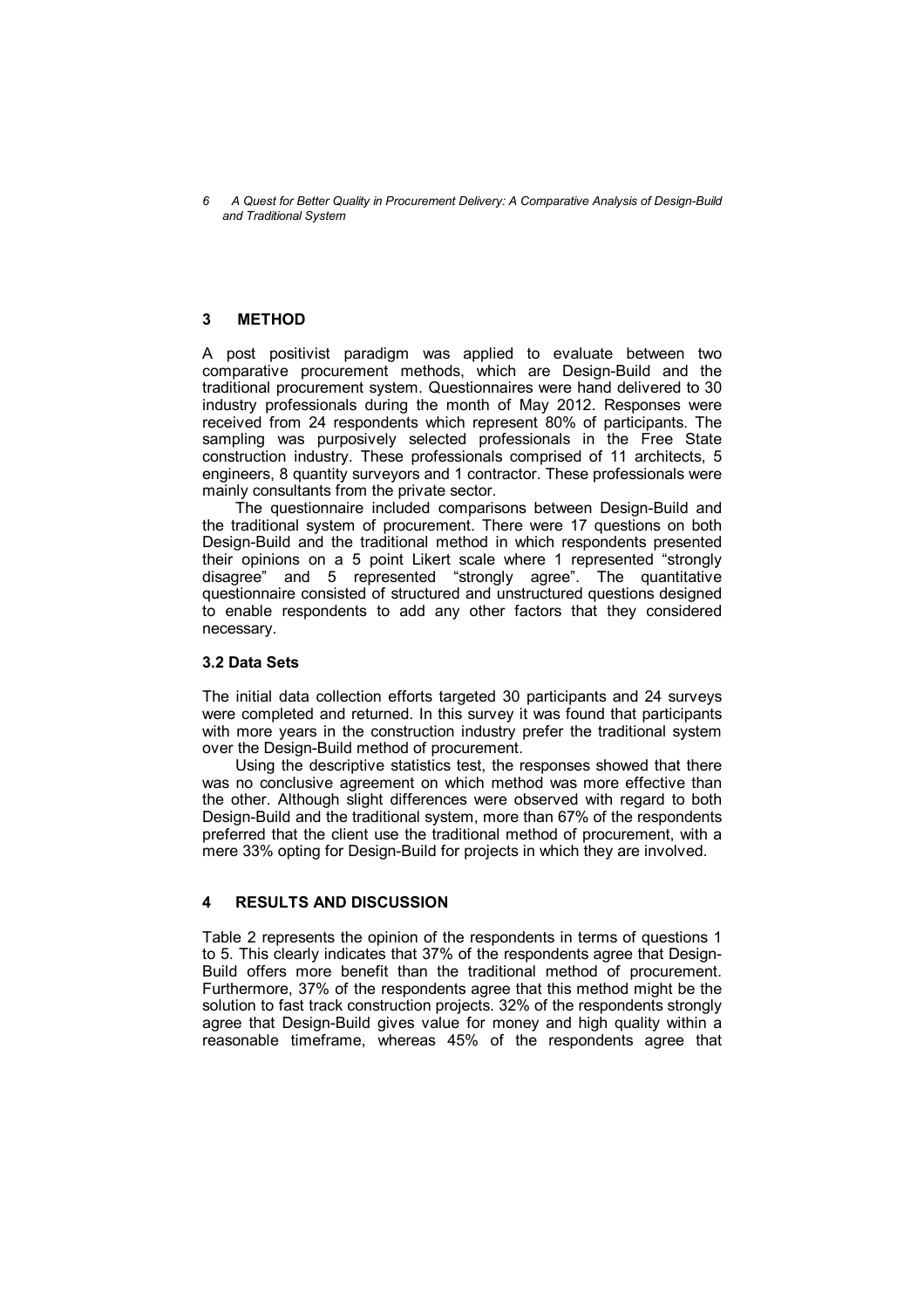## 3 METHOD

A post positivist paradigm was applied to evaluate between two comparative procurement methods, which are Design-Build and the traditional procurement system. Questionnaires were hand delivered to 30 industry professionals during the month of May 2012. Responses were received from 24 respondents which represent 80% of participants. The sampling was purposively selected professionals in the Free State construction industry. These professionals comprised of 11 architects, 5 engineers, 8 quantity surveyors and 1 contractor. These professionals were mainly consultants from the private sector.

The questionnaire included comparisons between Design-Build and the traditional system of procurement. There were 17 questions on both Design-Build and the traditional method in which respondents presented their opinions on a 5 point Likert scale where 1 represented "strongly disagree" and 5 represented "strongly agree". The quantitative questionnaire consisted of structured and unstructured questions designed to enable respondents to add any other factors that they considered necessary.

### 3.2 Data Sets

The initial data collection efforts targeted 30 participants and 24 surveys were completed and returned. In this survey it was found that participants with more years in the construction industry prefer the traditional system over the Design-Build method of procurement.

Using the descriptive statistics test, the responses showed that there was no conclusive agreement on which method was more effective than the other. Although slight differences were observed with regard to both Design-Build and the traditional system, more than 67% of the respondents preferred that the client use the traditional method of procurement, with a mere 33% opting for Design-Build for projects in which they are involved.

## 4 RESULTS AND DISCUSSION

Table 2 represents the opinion of the respondents in terms of questions 1 to 5. This clearly indicates that 37% of the respondents agree that Design-Build offers more benefit than the traditional method of procurement. Furthermore, 37% of the respondents agree that this method might be the solution to fast track construction projects. 32% of the respondents strongly agree that Design-Build gives value for money and high quality within a reasonable timeframe, whereas 45% of the respondents agree that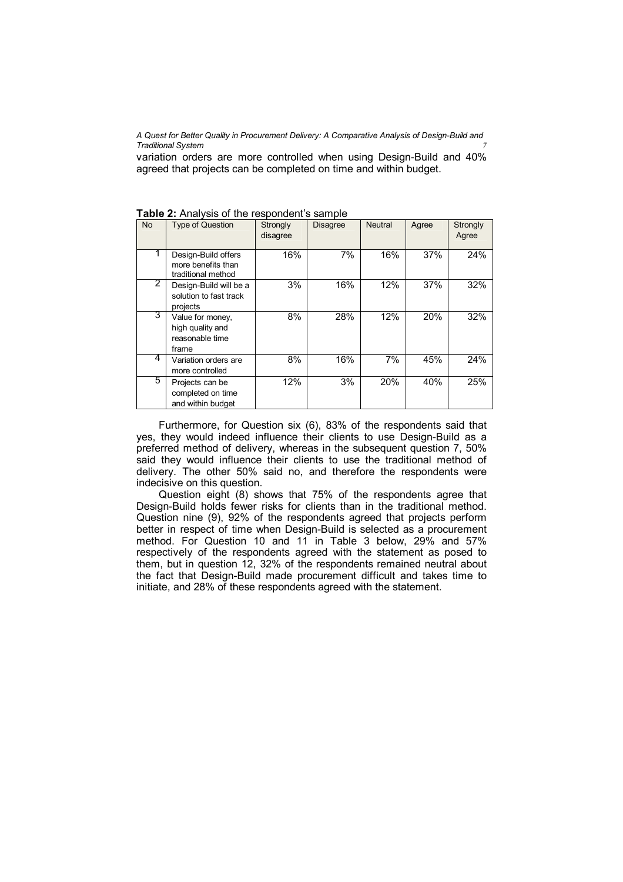variation orders are more controlled when using Design-Build and 40% agreed that projects can be completed on time and within budget.

**Table 2:** Analysis of the respondent's sample

| No | Type of Question | Strongly disagree | Disagree | Neutral | Agree | Strongly Agree |
|---|---|---|---|---|---|---|
| 1 | Design-Build offers more benefits than traditional method | 16% | 7% | 16% | 37% | 24% |
| 2 | Design-Build will be a solution to fast track projects | 3% | 16% | 12% | 37% | 32% |
| 3 | Value for money, high quality and reasonable time frame | 8% | 28% | 12% | 20% | 32% |
| 4 | Variation orders are more controlled | 8% | 16% | 7% | 45% | 24% |
| 5 | Projects can be completed on time and within budget | 12% | 3% | 20% | 40% | 25% |

Furthermore, for Question six (6), 83% of the respondents said that yes, they would indeed influence their clients to use Design-Build as a preferred method of delivery, whereas in the subsequent question 7, 50% said they would influence their clients to use the traditional method of delivery. The other 50% said no, and therefore the respondents were indecisive on this question.

Question eight (8) shows that 75% of the respondents agree that Design-Build holds fewer risks for clients than in the traditional method. Question nine (9), 92% of the respondents agreed that projects perform better in respect of time when Design-Build is selected as a procurement method. For Question 10 and 11 in Table 3 below, 29% and 57% respectively of the respondents agreed with the statement as posed to them, but in question 12, 32% of the respondents remained neutral about the fact that Design-Build made procurement difficult and takes time to initiate, and 28% of these respondents agreed with the statement.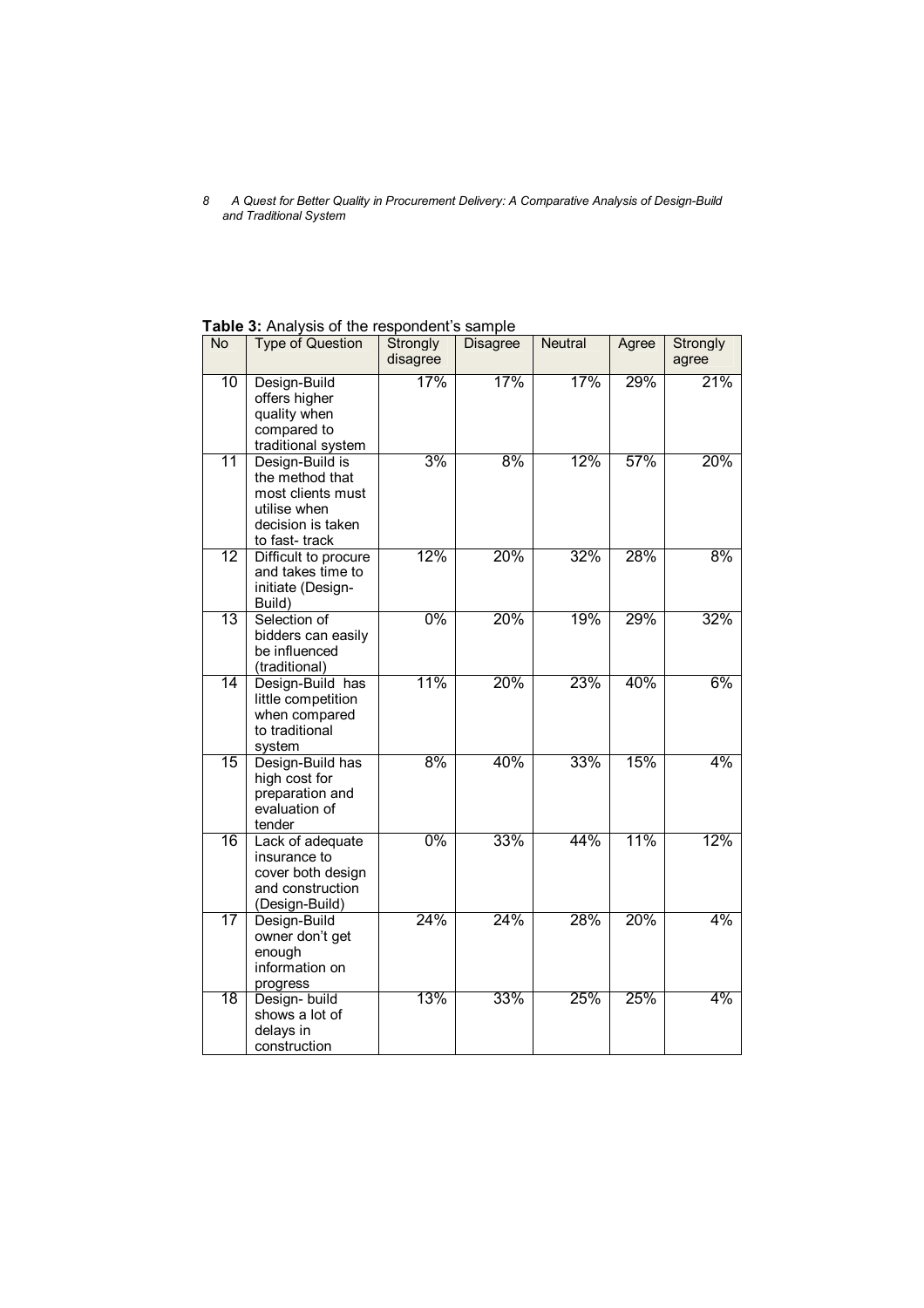**Table 3:** Analysis of the respondent's sample

| No | Type of Question | Strongly disagree | Disagree | Neutral | Agree | Strongly agree |
|---|---|---|---|---|---|---|
| 10 | Design-Build offers higher quality when compared to traditional system | 17% | 17% | 17% | 29% | 21% |
| 11 | Design-Build is the method that most clients must utilise when decision is taken to fast- track | 3% | 8% | 12% | 57% | 20% |
| 12 | Difficult to procure and takes time to initiate (Design-Build) | 12% | 20% | 32% | 28% | 8% |
| 13 | Selection of bidders can easily be influenced (traditional) | 0% | 20% | 19% | 29% | 32% |
| 14 | Design-Build has little competition when compared to traditional system | 11% | 20% | 23% | 40% | 6% |
| 15 | Design-Build has high cost for preparation and evaluation of tender | 8% | 40% | 33% | 15% | 4% |
| 16 | Lack of adequate insurance to cover both design and construction (Design-Build) | 0% | 33% | 44% | 11% | 12% |
| 17 | Design-Build owner don't get enough information on progress | 24% | 24% | 28% | 20% | 4% |
| 18 | Design- build shows a lot of delays in construction | 13% | 33% | 25% | 25% | 4% |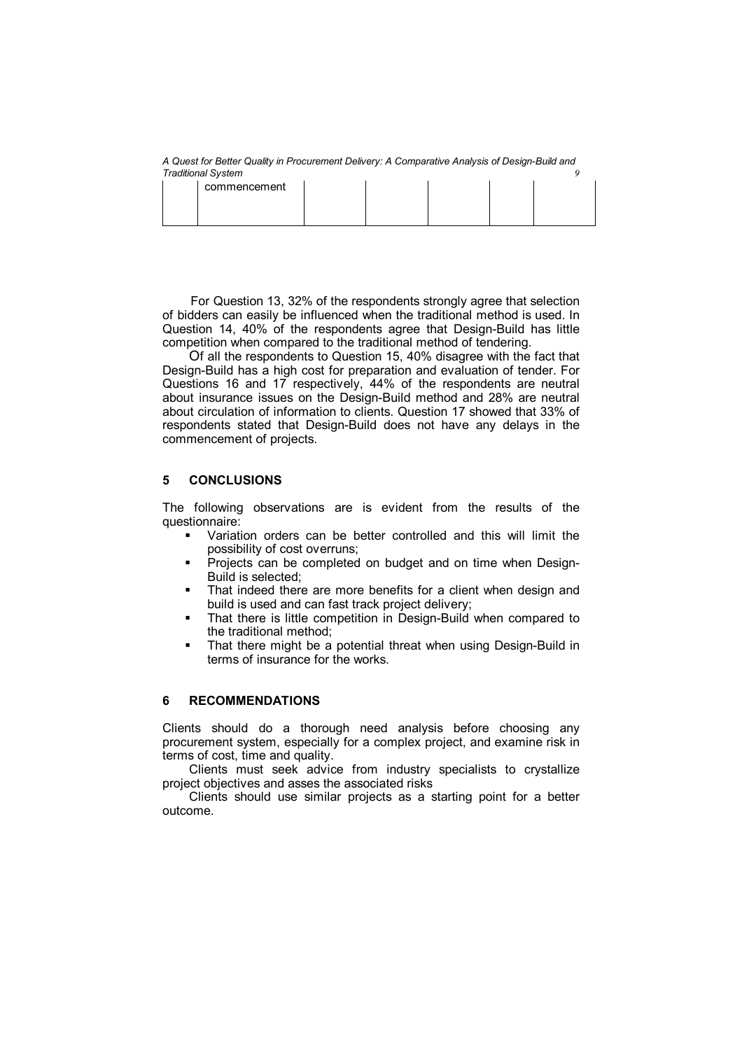| | commencement | | | | | |
|---|---|---|---|---|---|---|

For Question 13, 32% of the respondents strongly agree that selection of bidders can easily be influenced when the traditional method is used. In Question 14, 40% of the respondents agree that Design-Build has little competition when compared to the traditional method of tendering.

Of all the respondents to Question 15, 40% disagree with the fact that Design-Build has a high cost for preparation and evaluation of tender. For Questions 16 and 17 respectively, 44% of the respondents are neutral about insurance issues on the Design-Build method and 28% are neutral about circulation of information to clients. Question 17 showed that 33% of respondents stated that Design-Build does not have any delays in the commencement of projects.

## 5 CONCLUSIONS

The following observations are is evident from the results of the questionnaire:

- Variation orders can be better controlled and this will limit the possibility of cost overruns;
- Projects can be completed on budget and on time when Design-Build is selected;
- That indeed there are more benefits for a client when design and build is used and can fast track project delivery;
- That there is little competition in Design-Build when compared to the traditional method;
- That there might be a potential threat when using Design-Build in terms of insurance for the works.

## 6 RECOMMENDATIONS

Clients should do a thorough need analysis before choosing any procurement system, especially for a complex project, and examine risk in terms of cost, time and quality.

Clients must seek advice from industry specialists to crystallize project objectives and asses the associated risks

Clients should use similar projects as a starting point for a better outcome.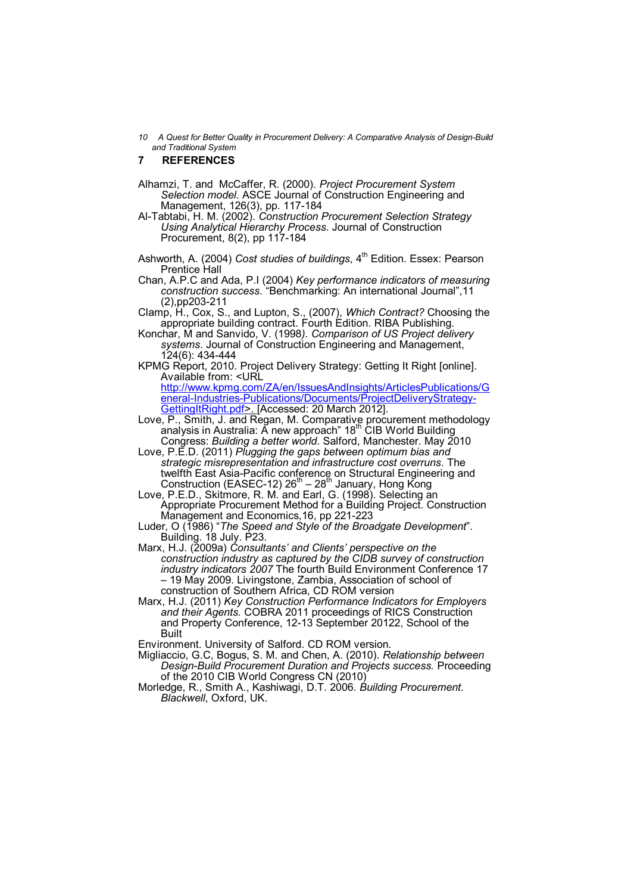## 7 REFERENCES

Alhamzi, T. and McCaffer, R. (2000). *Project Procurement System Selection model*. ASCE Journal of Construction Engineering and Management, 126(3), pp. 117-184

Al-Tabtabi, H. M. (2002). *Construction Procurement Selection Strategy Using Analytical Hierarchy Process*. Journal of Construction Procurement, 8(2), pp 117-184

Ashworth, A. (2004) *Cost studies of buildings*, 4th Edition. Essex: Pearson Prentice Hall

Chan, A.P.C and Ada, P.I (2004) *Key performance indicators of measuring construction success*. "Benchmarking: An international Journal",11 (2),pp203-211

Clamp, H., Cox, S., and Lupton, S., (2007), *Which Contract?* Choosing the appropriate building contract. Fourth Edition. RIBA Publishing.

Konchar, M and Sanvido, V. (1998*). Comparison of US Project delivery systems*. Journal of Construction Engineering and Management, 124(6): 434-444

KPMG Report, 2010. Project Delivery Strategy: Getting It Right [online]. Available from: <URL http://www.kpmg.com/ZA/en/IssuesAndInsights/ArticlesPublications/General-Industries-Publications/Documents/ProjectDeliveryStrategy-GettingItRight.pdf>. [Accessed: 20 March 2012].

Love, P., Smith, J. and Regan, M. Comparative procurement methodology analysis in Australia: A new approach" 18th CIB World Building Congress: *Building a better world*. Salford, Manchester. May 2010

Love, P.E.D. (2011) *Plugging the gaps between optimum bias and strategic misrepresentation and infrastructure cost overruns*. The twelfth East Asia-Pacific conference on Structural Engineering and Construction (EASEC-12) 26th – 28th January, Hong Kong

Love, P.E.D., Skitmore, R. M. and Earl, G. (1998). Selecting an Appropriate Procurement Method for a Building Project. Construction Management and Economics,16, pp 221-223

Luder, O (1986) "*The Speed and Style of the Broadgate Development*". Building. 18 July. P23.

Marx, H.J. (2009a) *Consultants' and Clients' perspective on the construction industry as captured by the CIDB survey of construction industry indicators 2007* The fourth Build Environment Conference 17 – 19 May 2009. Livingstone, Zambia, Association of school of construction of Southern Africa, CD ROM version

Marx, H.J. (2011) *Key Construction Performance Indicators for Employers and their Agents.* COBRA 2011 proceedings of RICS Construction and Property Conference, 12-13 September 20122, School of the Built Environment. University of Salford. CD ROM version.

Migliaccio, G.C, Bogus, S. M. and Chen, A. (2010). *Relationship between Design-Build Procurement Duration and Projects success.* Proceeding of the 2010 CIB World Congress CN (2010)

Morledge, R., Smith A., Kashiwagi, D.T. 2006. *Building Procurement. Blackwell*, Oxford, UK.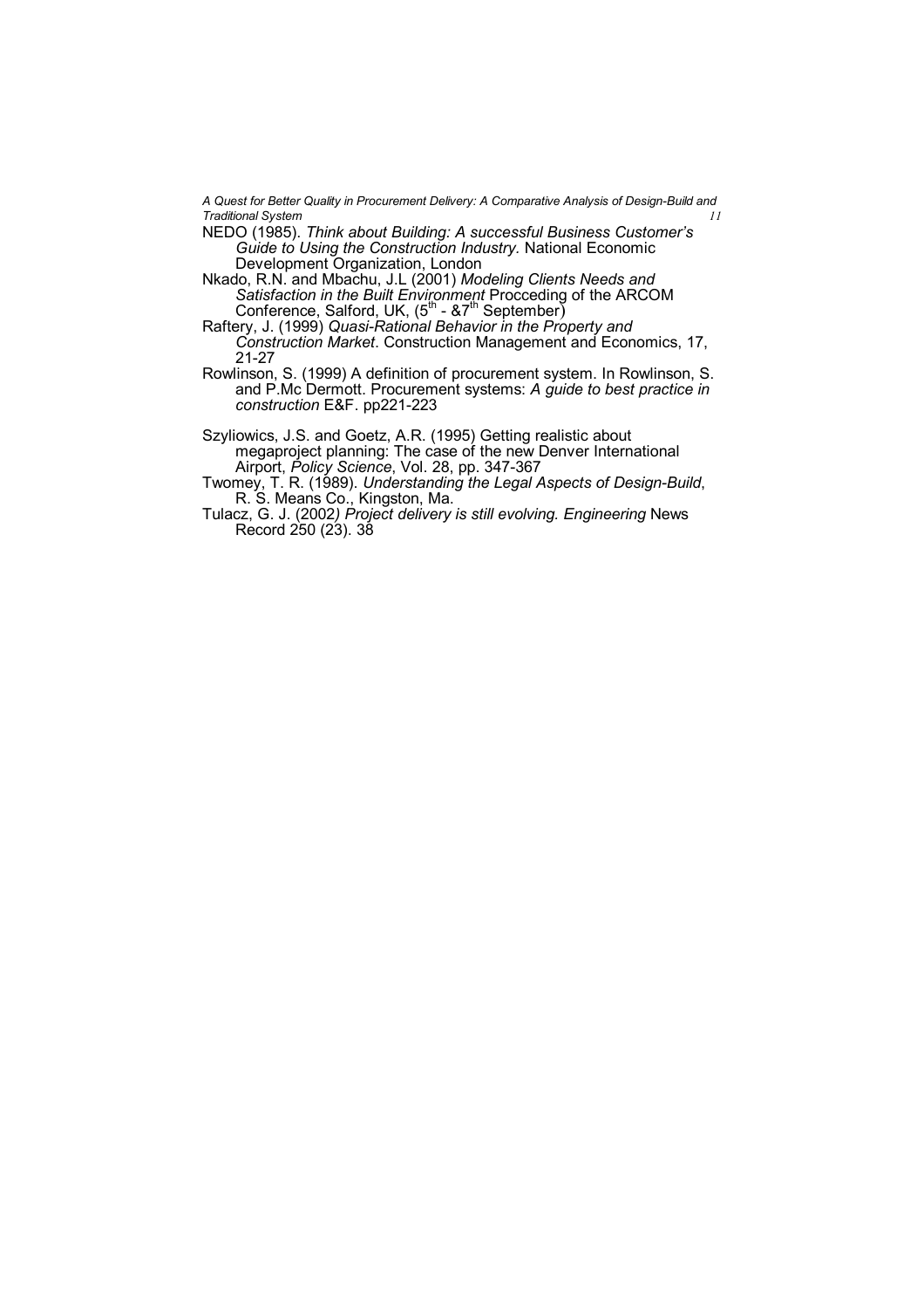NEDO (1985). *Think about Building: A successful Business Customer's Guide to Using the Construction Industry.* National Economic Development Organization, London

Nkado, R.N. and Mbachu, J.L (2001) *Modeling Clients Needs and Satisfaction in the Built Environment* Procceding of the ARCOM Conference, Salford, UK, (5th - &7th September)

Raftery, J. (1999) *Quasi-Rational Behavior in the Property and Construction Market*. Construction Management and Economics, 17, 21-27

Rowlinson, S. (1999) A definition of procurement system. In Rowlinson, S. and P.Mc Dermott. Procurement systems: *A guide to best practice in construction* E&F. pp221-223

Szyliowics, J.S. and Goetz, A.R. (1995) Getting realistic about megaproject planning: The case of the new Denver International Airport, *Policy Science*, Vol. 28, pp. 347-367

Twomey, T. R. (1989). *Understanding the Legal Aspects of Design-Build*, R. S. Means Co., Kingston, Ma.

Tulacz, G. J. (2002*) Project delivery is still evolving. Engineering* News Record 250 (23). 38